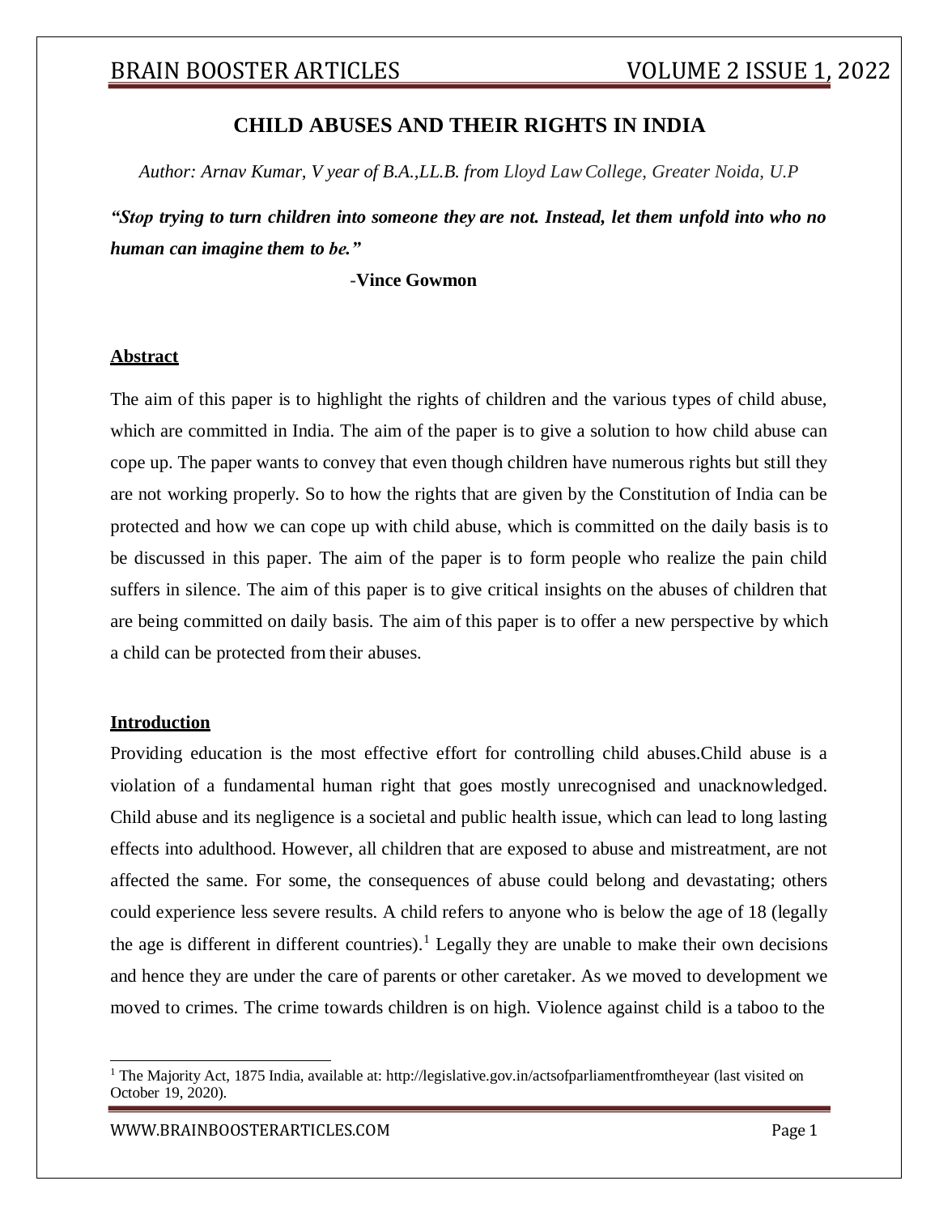# CHILD ABUSES AND THEIR RIGHTS IN INDIA

*Author: Arnav Kumar, V year of B.A.,LL.B. from Lloyd Law College, Greater Noida, U.P*

***"Stop trying to turn children into someone they are not. Instead, let them unfold into who no human can imagine them to be."***

**-Vince Gowmon**

## Abstract

The aim of this paper is to highlight the rights of children and the various types of child abuse, which are committed in India. The aim of the paper is to give a solution to how child abuse can cope up. The paper wants to convey that even though children have numerous rights but still they are not working properly. So to how the rights that are given by the Constitution of India can be protected and how we can cope up with child abuse, which is committed on the daily basis is to be discussed in this paper. The aim of the paper is to form people who realize the pain child suffers in silence. The aim of this paper is to give critical insights on the abuses of children that are being committed on daily basis. The aim of this paper is to offer a new perspective by which a child can be protected from their abuses.

## Introduction

Providing education is the most effective effort for controlling child abuses.Child abuse is a violation of a fundamental human right that goes mostly unrecognised and unacknowledged. Child abuse and its negligence is a societal and public health issue, which can lead to long lasting effects into adulthood. However, all children that are exposed to abuse and mistreatment, are not affected the same. For some, the consequences of abuse could belong and devastating; others could experience less severe results. A child refers to anyone who is below the age of 18 (legally the age is different in different countries).[1] Legally they are unable to make their own decisions and hence they are under the care of parents or other caretaker. As we moved to development we moved to crimes. The crime towards children is on high. Violence against child is a taboo to the

---

[1] The Majority Act, 1875 India, available at: http://legislative.gov.in/actsofparliamentfromtheyear (last visited on October 19, 2020).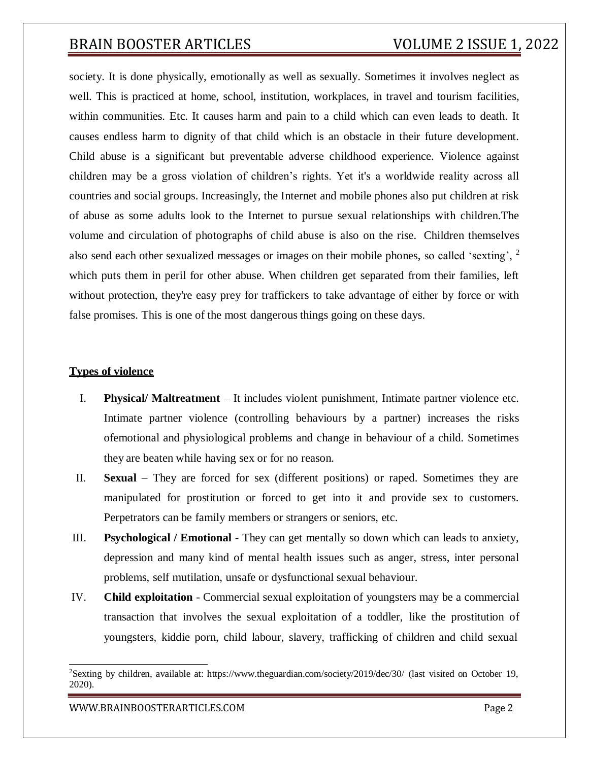society. It is done physically, emotionally as well as sexually. Sometimes it involves neglect as well. This is practiced at home, school, institution, workplaces, in travel and tourism facilities, within communities. Etc. It causes harm and pain to a child which can even leads to death. It causes endless harm to dignity of that child which is an obstacle in their future development. Child abuse is a significant but preventable adverse childhood experience. Violence against children may be a gross violation of children's rights. Yet it's a worldwide reality across all countries and social groups. Increasingly, the Internet and mobile phones also put children at risk of abuse as some adults look to the Internet to pursue sexual relationships with children.The volume and circulation of photographs of child abuse is also on the rise. Children themselves also send each other sexualized messages or images on their mobile phones, so called 'sexting', [2] which puts them in peril for other abuse. When children get separated from their families, left without protection, they're easy prey for traffickers to take advantage of either by force or with false promises. This is one of the most dangerous things going on these days.

## Types of violence

I. **Physical/ Maltreatment** – It includes violent punishment, Intimate partner violence etc. Intimate partner violence (controlling behaviours by a partner) increases the risks ofemotional and physiological problems and change in behaviour of a child. Sometimes they are beaten while having sex or for no reason.

II. **Sexual** – They are forced for sex (different positions) or raped. Sometimes they are manipulated for prostitution or forced to get into it and provide sex to customers. Perpetrators can be family members or strangers or seniors, etc.

III. **Psychological / Emotional** - They can get mentally so down which can leads to anxiety, depression and many kind of mental health issues such as anger, stress, inter personal problems, self mutilation, unsafe or dysfunctional sexual behaviour.

IV. **Child exploitation** - Commercial sexual exploitation of youngsters may be a commercial transaction that involves the sexual exploitation of a toddler, like the prostitution of youngsters, kiddie porn, child labour, slavery, trafficking of children and child sexual

---

[2] Sexting by children, available at: https://www.theguardian.com/society/2019/dec/30/ (last visited on October 19, 2020).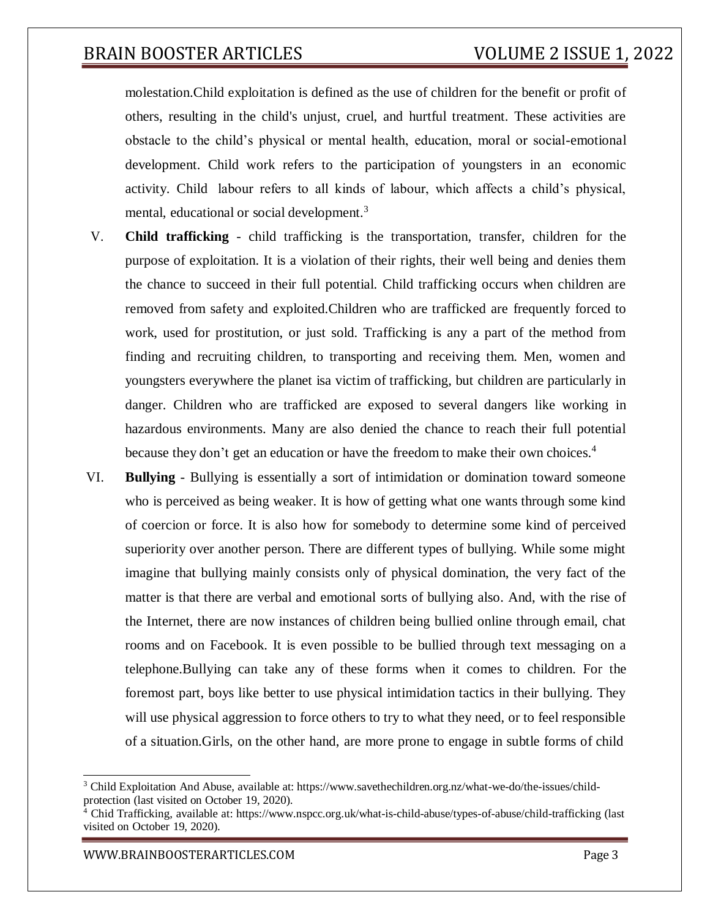molestation.Child exploitation is defined as the use of children for the benefit or profit of others, resulting in the child's unjust, cruel, and hurtful treatment. These activities are obstacle to the child's physical or mental health, education, moral or social-emotional development. Child work refers to the participation of youngsters in an economic activity. Child labour refers to all kinds of labour, which affects a child's physical, mental, educational or social development.[3]

V. **Child trafficking** - child trafficking is the transportation, transfer, children for the purpose of exploitation. It is a violation of their rights, their well being and denies them the chance to succeed in their full potential. Child trafficking occurs when children are removed from safety and exploited.Children who are trafficked are frequently forced to work, used for prostitution, or just sold. Trafficking is any a part of the method from finding and recruiting children, to transporting and receiving them. Men, women and youngsters everywhere the planet isa victim of trafficking, but children are particularly in danger. Children who are trafficked are exposed to several dangers like working in hazardous environments. Many are also denied the chance to reach their full potential because they don't get an education or have the freedom to make their own choices.[4]

VI. **Bullying** - Bullying is essentially a sort of intimidation or domination toward someone who is perceived as being weaker. It is how of getting what one wants through some kind of coercion or force. It is also how for somebody to determine some kind of perceived superiority over another person. There are different types of bullying. While some might imagine that bullying mainly consists only of physical domination, the very fact of the matter is that there are verbal and emotional sorts of bullying also. And, with the rise of the Internet, there are now instances of children being bullied online through email, chat rooms and on Facebook. It is even possible to be bullied through text messaging on a telephone.Bullying can take any of these forms when it comes to children. For the foremost part, boys like better to use physical intimidation tactics in their bullying. They will use physical aggression to force others to try to what they need, or to feel responsible of a situation.Girls, on the other hand, are more prone to engage in subtle forms of child

---

[3] Child Exploitation And Abuse, available at: https://www.savethechildren.org.nz/what-we-do/the-issues/child-protection (last visited on October 19, 2020).

[4] Chid Trafficking, available at: https://www.nspcc.org.uk/what-is-child-abuse/types-of-abuse/child-trafficking (last visited on October 19, 2020).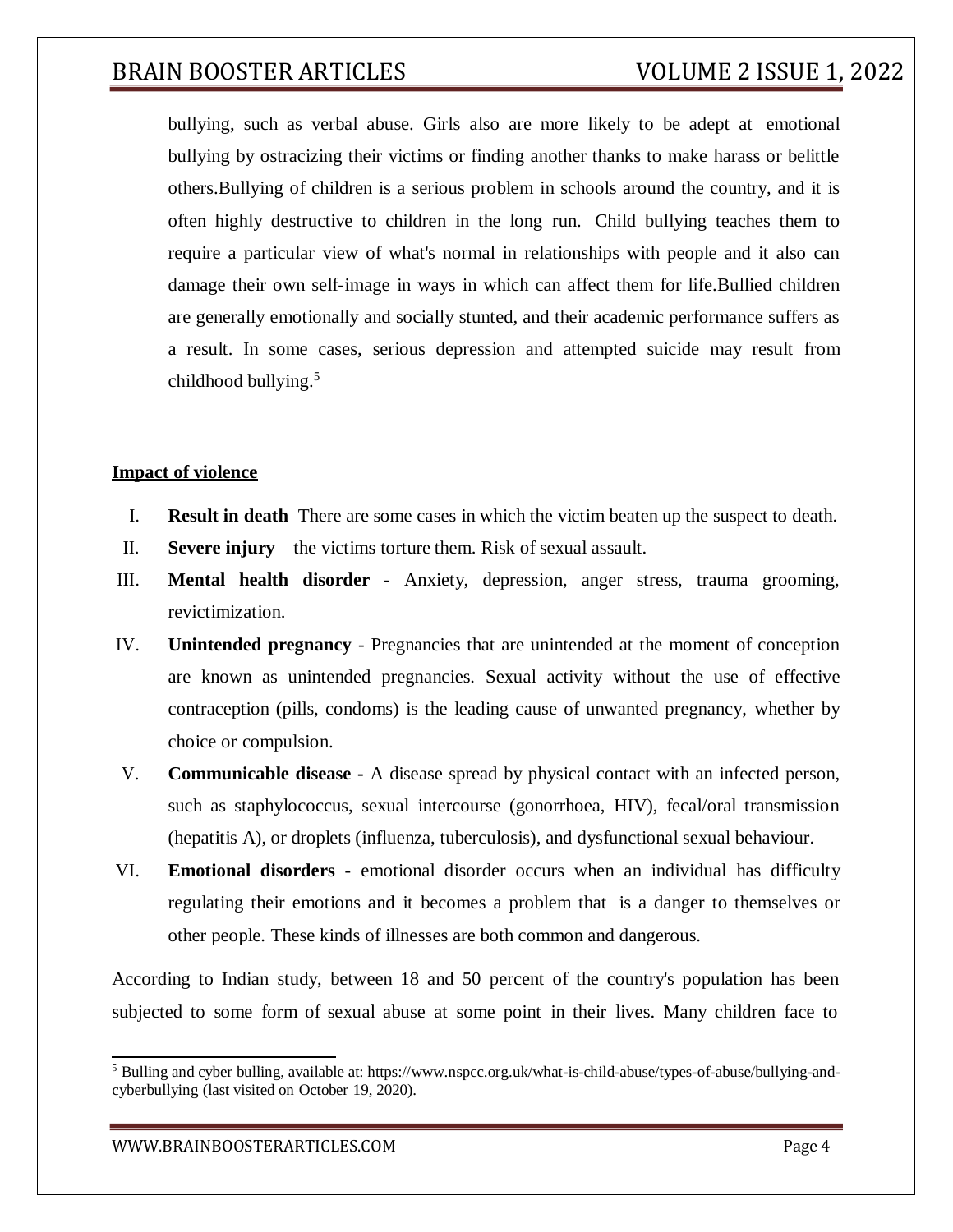bullying, such as verbal abuse. Girls also are more likely to be adept at emotional bullying by ostracizing their victims or finding another thanks to make harass or belittle others.Bullying of children is a serious problem in schools around the country, and it is often highly destructive to children in the long run. Child bullying teaches them to require a particular view of what's normal in relationships with people and it also can damage their own self-image in ways in which can affect them for life.Bullied children are generally emotionally and socially stunted, and their academic performance suffers as a result. In some cases, serious depression and attempted suicide may result from childhood bullying.[5]

**Impact of violence**

I. **Result in death**–There are some cases in which the victim beaten up the suspect to death.

II. **Severe injury** – the victims torture them. Risk of sexual assault.

III. **Mental health disorder** - Anxiety, depression, anger stress, trauma grooming, revictimization.

IV. **Unintended pregnancy** - Pregnancies that are unintended at the moment of conception are known as unintended pregnancies. Sexual activity without the use of effective contraception (pills, condoms) is the leading cause of unwanted pregnancy, whether by choice or compulsion.

V. **Communicable disease -** A disease spread by physical contact with an infected person, such as staphylococcus, sexual intercourse (gonorrhoea, HIV), fecal/oral transmission (hepatitis A), or droplets (influenza, tuberculosis), and dysfunctional sexual behaviour.

VI. **Emotional disorders** - emotional disorder occurs when an individual has difficulty regulating their emotions and it becomes a problem that is a danger to themselves or other people. These kinds of illnesses are both common and dangerous.

According to Indian study, between 18 and 50 percent of the country's population has been subjected to some form of sexual abuse at some point in their lives. Many children face to

[5] Bulling and cyber bulling, available at: https://www.nspcc.org.uk/what-is-child-abuse/types-of-abuse/bullying-and-cyberbullying (last visited on October 19, 2020).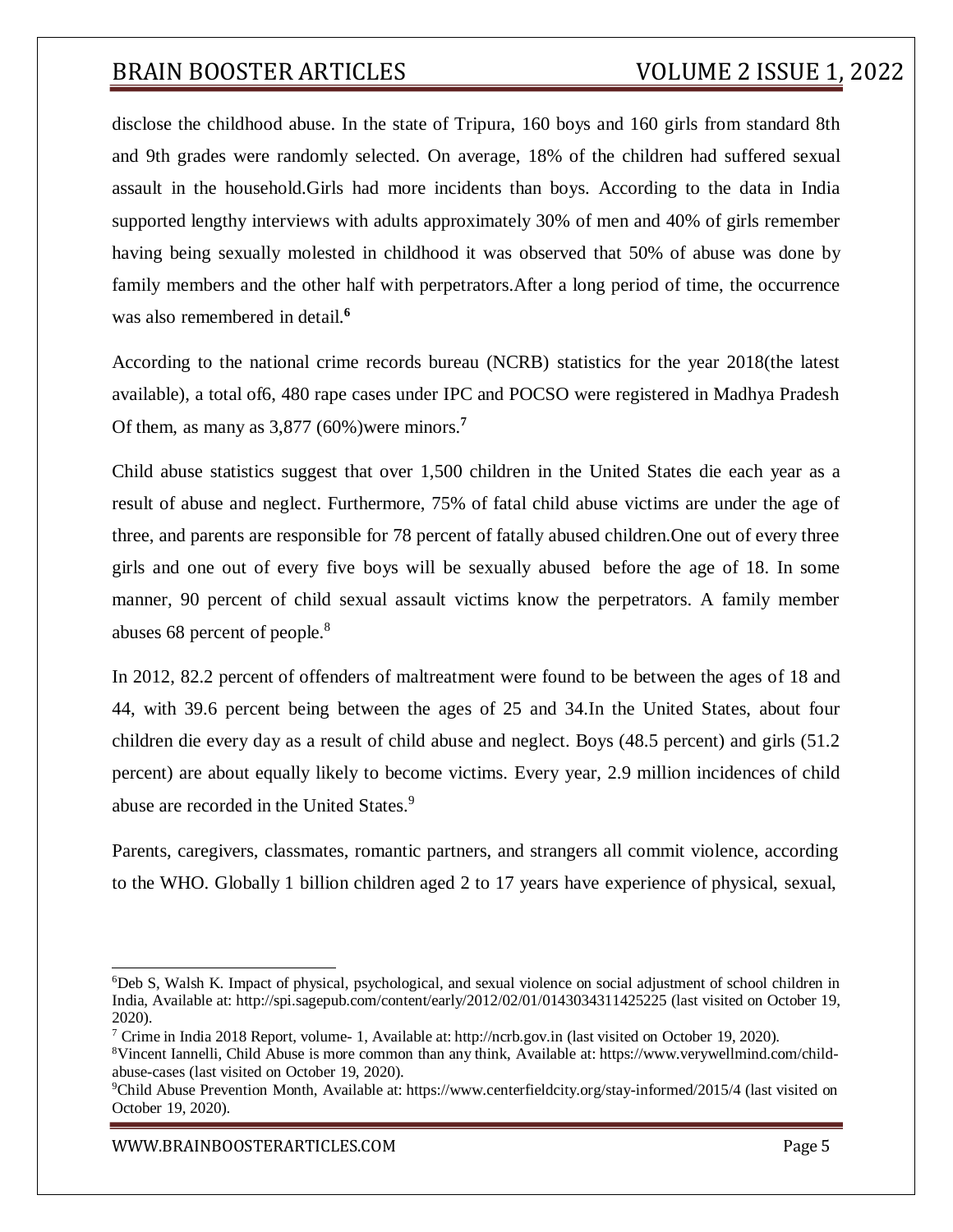disclose the childhood abuse. In the state of Tripura, 160 boys and 160 girls from standard 8th and 9th grades were randomly selected. On average, 18% of the children had suffered sexual assault in the household.Girls had more incidents than boys. According to the data in India supported lengthy interviews with adults approximately 30% of men and 40% of girls remember having being sexually molested in childhood it was observed that 50% of abuse was done by family members and the other half with perpetrators.After a long period of time, the occurrence was also remembered in detail.[6]

According to the national crime records bureau (NCRB) statistics for the year 2018(the latest available), a total of6, 480 rape cases under IPC and POCSO were registered in Madhya Pradesh Of them, as many as 3,877 (60%)were minors.[7]

Child abuse statistics suggest that over 1,500 children in the United States die each year as a result of abuse and neglect. Furthermore, 75% of fatal child abuse victims are under the age of three, and parents are responsible for 78 percent of fatally abused children.One out of every three girls and one out of every five boys will be sexually abused before the age of 18. In some manner, 90 percent of child sexual assault victims know the perpetrators. A family member abuses 68 percent of people.[8]

In 2012, 82.2 percent of offenders of maltreatment were found to be between the ages of 18 and 44, with 39.6 percent being between the ages of 25 and 34.In the United States, about four children die every day as a result of child abuse and neglect. Boys (48.5 percent) and girls (51.2 percent) are about equally likely to become victims. Every year, 2.9 million incidences of child abuse are recorded in the United States.[9]

Parents, caregivers, classmates, romantic partners, and strangers all commit violence, according to the WHO. Globally 1 billion children aged 2 to 17 years have experience of physical, sexual,

---

[6]Deb S, Walsh K. Impact of physical, psychological, and sexual violence on social adjustment of school children in India, Available at: http://spi.sagepub.com/content/early/2012/02/01/0143034311425225 (last visited on October 19, 2020).

[7] Crime in India 2018 Report, volume- 1, Available at: http://ncrb.gov.in (last visited on October 19, 2020).

[8]Vincent Iannelli, Child Abuse is more common than any think, Available at: https://www.verywellmind.com/child-abuse-cases (last visited on October 19, 2020).

[9]Child Abuse Prevention Month, Available at: https://www.centerfieldcity.org/stay-informed/2015/4 (last visited on October 19, 2020).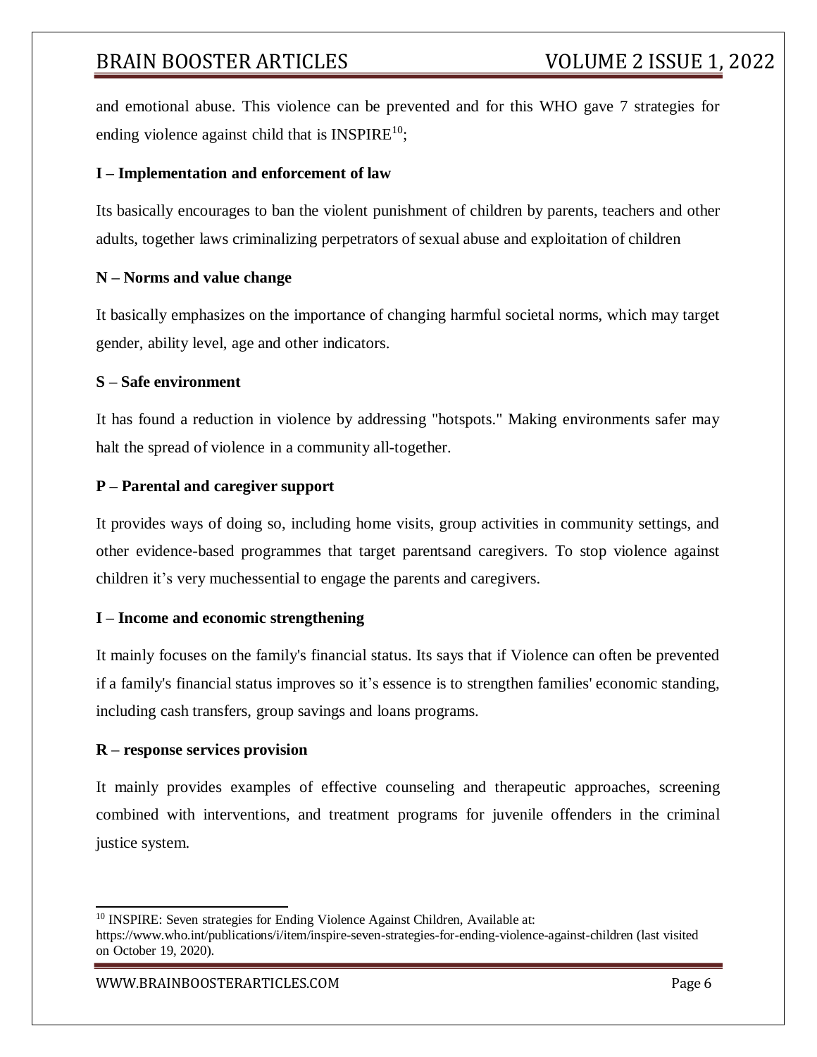and emotional abuse. This violence can be prevented and for this WHO gave 7 strategies for ending violence against child that is INSPIRE[10];

**I – Implementation and enforcement of law**

Its basically encourages to ban the violent punishment of children by parents, teachers and other adults, together laws criminalizing perpetrators of sexual abuse and exploitation of children

**N – Norms and value change**

It basically emphasizes on the importance of changing harmful societal norms, which may target gender, ability level, age and other indicators.

**S – Safe environment**

It has found a reduction in violence by addressing "hotspots." Making environments safer may halt the spread of violence in a community all-together.

**P – Parental and caregiver support**

It provides ways of doing so, including home visits, group activities in community settings, and other evidence-based programmes that target parentsand caregivers. To stop violence against children it's very muchessential to engage the parents and caregivers.

**I – Income and economic strengthening**

It mainly focuses on the family's financial status. Its says that if Violence can often be prevented if a family's financial status improves so it's essence is to strengthen families' economic standing, including cash transfers, group savings and loans programs.

**R – response services provision**

It mainly provides examples of effective counseling and therapeutic approaches, screening combined with interventions, and treatment programs for juvenile offenders in the criminal justice system.

---

[10] INSPIRE: Seven strategies for Ending Violence Against Children, Available at: https://www.who.int/publications/i/item/inspire-seven-strategies-for-ending-violence-against-children (last visited on October 19, 2020).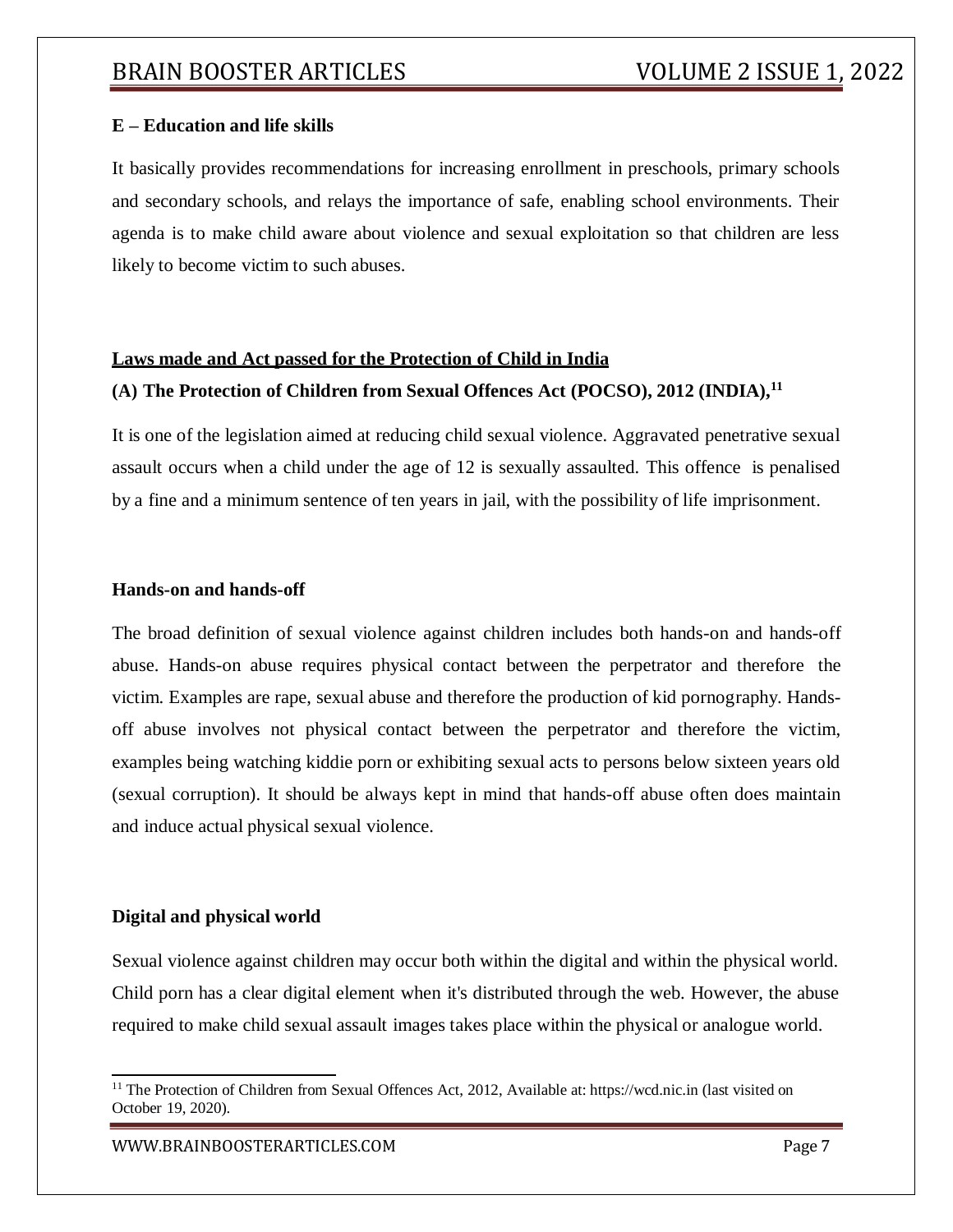**E – Education and life skills**

It basically provides recommendations for increasing enrollment in preschools, primary schools and secondary schools, and relays the importance of safe, enabling school environments. Their agenda is to make child aware about violence and sexual exploitation so that children are less likely to become victim to such abuses.

**<u>Laws made and Act passed for the Protection of Child in India</u>**

**(A) The Protection of Children from Sexual Offences Act (POCSO), 2012 (INDIA),[11]**

It is one of the legislation aimed at reducing child sexual violence. Aggravated penetrative sexual assault occurs when a child under the age of 12 is sexually assaulted. This offence is penalised by a fine and a minimum sentence of ten years in jail, with the possibility of life imprisonment.

**Hands-on and hands-off**

The broad definition of sexual violence against children includes both hands-on and hands-off abuse. Hands-on abuse requires physical contact between the perpetrator and therefore the victim. Examples are rape, sexual abuse and therefore the production of kid pornography. Hands-off abuse involves not physical contact between the perpetrator and therefore the victim, examples being watching kiddie porn or exhibiting sexual acts to persons below sixteen years old (sexual corruption). It should be always kept in mind that hands-off abuse often does maintain and induce actual physical sexual violence.

**Digital and physical world**

Sexual violence against children may occur both within the digital and within the physical world. Child porn has a clear digital element when it's distributed through the web. However, the abuse required to make child sexual assault images takes place within the physical or analogue world.

---

[11] The Protection of Children from Sexual Offences Act, 2012, Available at: https://wcd.nic.in (last visited on October 19, 2020).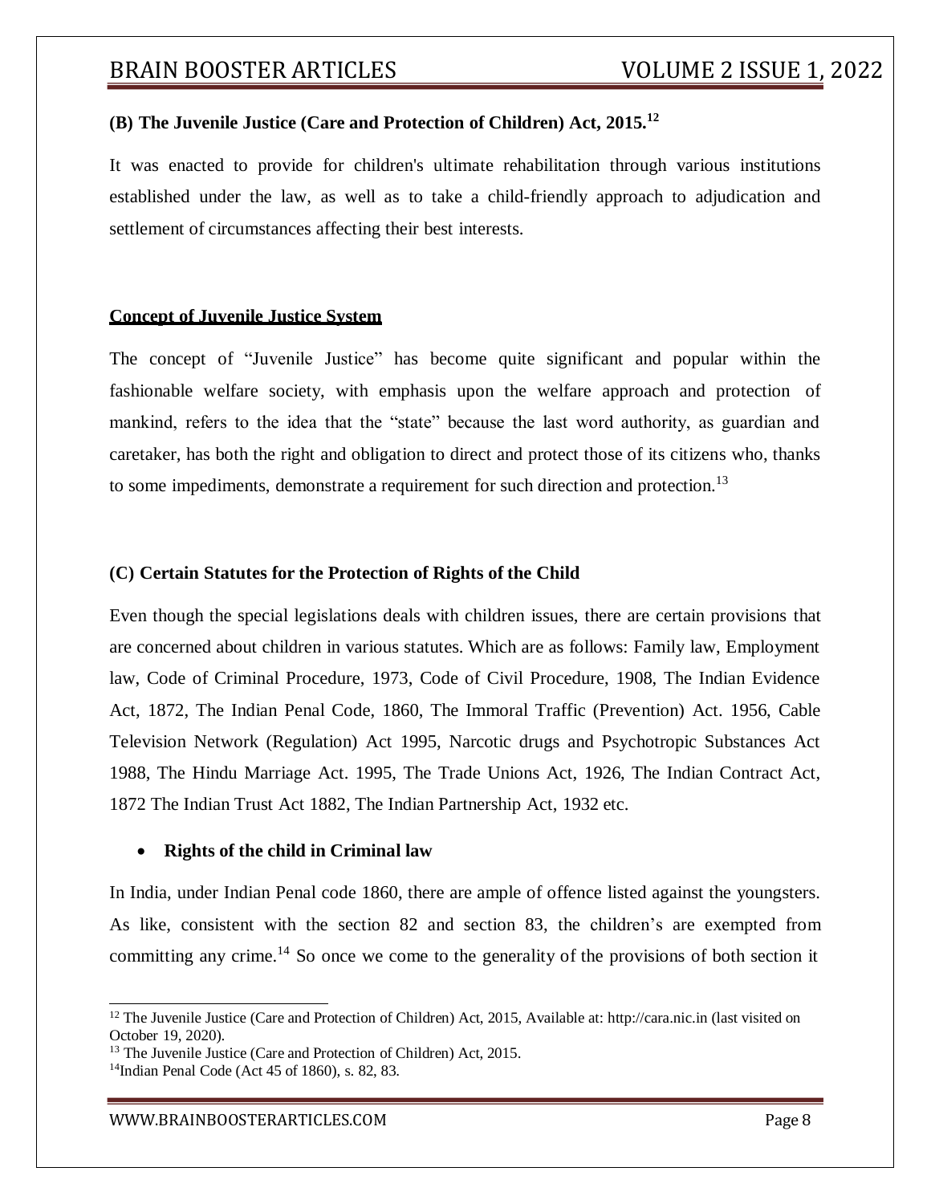**(B) The Juvenile Justice (Care and Protection of Children) Act, 2015.[12]**

It was enacted to provide for children's ultimate rehabilitation through various institutions established under the law, as well as to take a child-friendly approach to adjudication and settlement of circumstances affecting their best interests.

**Concept of Juvenile Justice System**

The concept of "Juvenile Justice" has become quite significant and popular within the fashionable welfare society, with emphasis upon the welfare approach and protection of mankind, refers to the idea that the "state" because the last word authority, as guardian and caretaker, has both the right and obligation to direct and protect those of its citizens who, thanks to some impediments, demonstrate a requirement for such direction and protection.[13]

**(C) Certain Statutes for the Protection of Rights of the Child**

Even though the special legislations deals with children issues, there are certain provisions that are concerned about children in various statutes. Which are as follows: Family law, Employment law, Code of Criminal Procedure, 1973, Code of Civil Procedure, 1908, The Indian Evidence Act, 1872, The Indian Penal Code, 1860, The Immoral Traffic (Prevention) Act. 1956, Cable Television Network (Regulation) Act 1995, Narcotic drugs and Psychotropic Substances Act 1988, The Hindu Marriage Act. 1995, The Trade Unions Act, 1926, The Indian Contract Act, 1872 The Indian Trust Act 1882, The Indian Partnership Act, 1932 etc.

- **Rights of the child in Criminal law**

In India, under Indian Penal code 1860, there are ample of offence listed against the youngsters. As like, consistent with the section 82 and section 83, the children's are exempted from committing any crime.[14] So once we come to the generality of the provisions of both section it

[12] The Juvenile Justice (Care and Protection of Children) Act, 2015, Available at: http://cara.nic.in (last visited on October 19, 2020).

[13] The Juvenile Justice (Care and Protection of Children) Act, 2015.

[14] Indian Penal Code (Act 45 of 1860), s. 82, 83.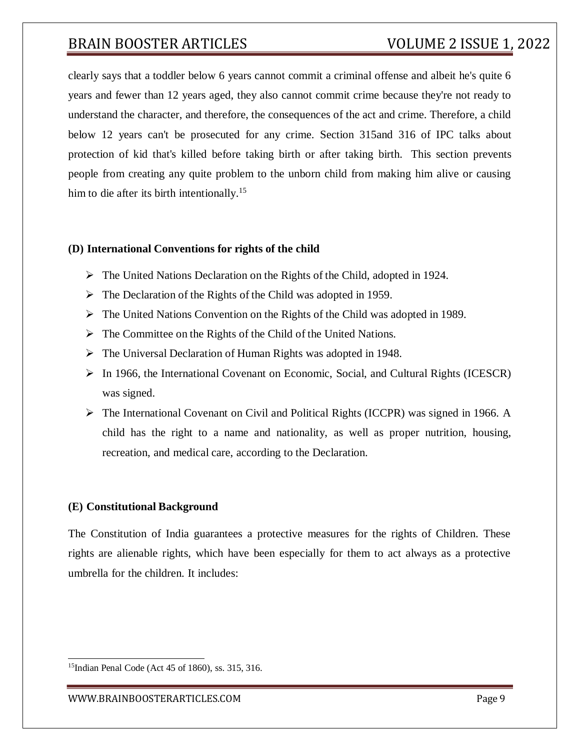clearly says that a toddler below 6 years cannot commit a criminal offense and albeit he's quite 6 years and fewer than 12 years aged, they also cannot commit crime because they're not ready to understand the character, and therefore, the consequences of the act and crime. Therefore, a child below 12 years can't be prosecuted for any crime. Section 315and 316 of IPC talks about protection of kid that's killed before taking birth or after taking birth. This section prevents people from creating any quite problem to the unborn child from making him alive or causing him to die after its birth intentionally.[15]

**(D) International Conventions for rights of the child**

- The United Nations Declaration on the Rights of the Child, adopted in 1924.
- The Declaration of the Rights of the Child was adopted in 1959.
- The United Nations Convention on the Rights of the Child was adopted in 1989.
- The Committee on the Rights of the Child of the United Nations.
- The Universal Declaration of Human Rights was adopted in 1948.
- In 1966, the International Covenant on Economic, Social, and Cultural Rights (ICESCR) was signed.
- The International Covenant on Civil and Political Rights (ICCPR) was signed in 1966. A child has the right to a name and nationality, as well as proper nutrition, housing, recreation, and medical care, according to the Declaration.

**(E) Constitutional Background**

The Constitution of India guarantees a protective measures for the rights of Children. These rights are alienable rights, which have been especially for them to act always as a protective umbrella for the children. It includes:

[15] Indian Penal Code (Act 45 of 1860), ss. 315, 316.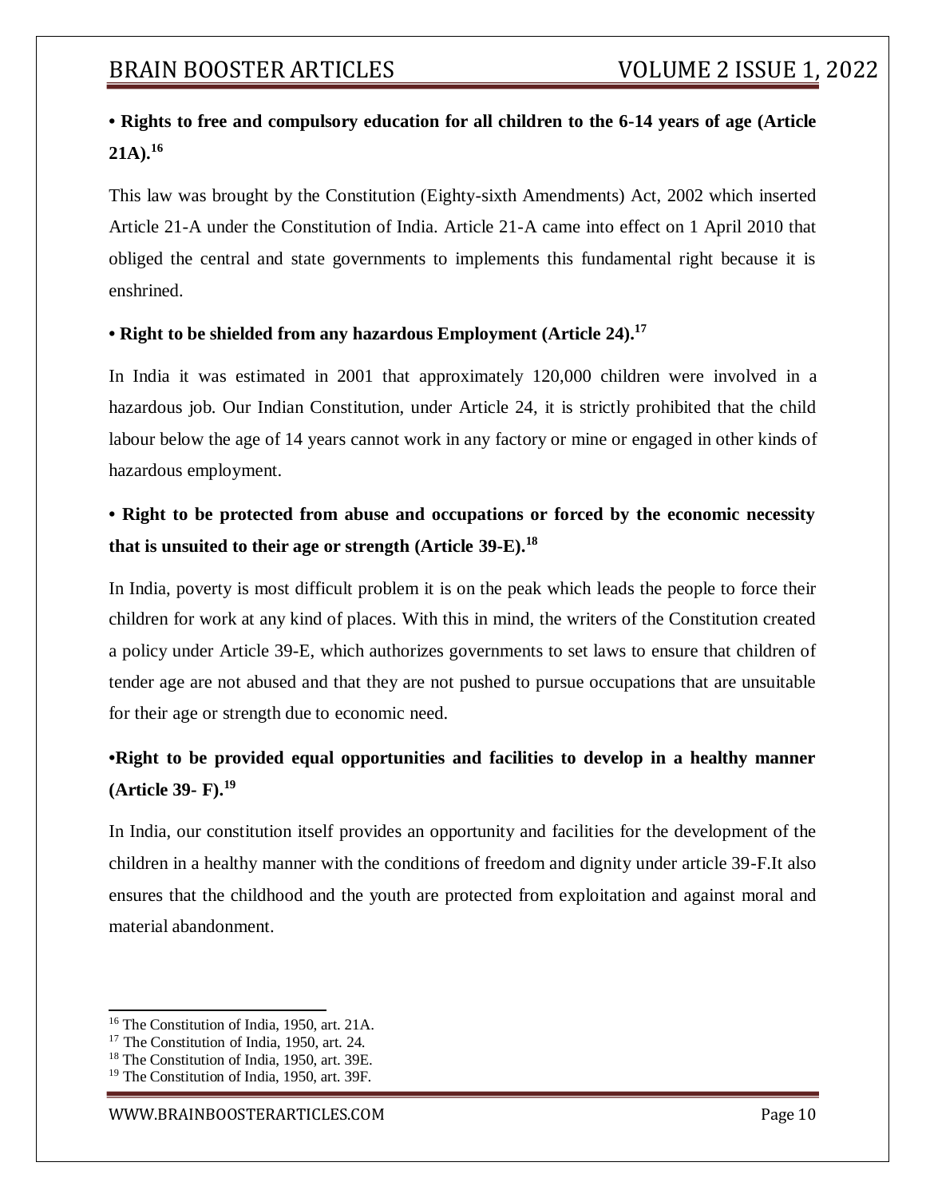**• Rights to free and compulsory education for all children to the 6-14 years of age (Article 21A).[16]**

This law was brought by the Constitution (Eighty-sixth Amendments) Act, 2002 which inserted Article 21-A under the Constitution of India. Article 21-A came into effect on 1 April 2010 that obliged the central and state governments to implements this fundamental right because it is enshrined.

**• Right to be shielded from any hazardous Employment (Article 24).[17]**

In India it was estimated in 2001 that approximately 120,000 children were involved in a hazardous job. Our Indian Constitution, under Article 24, it is strictly prohibited that the child labour below the age of 14 years cannot work in any factory or mine or engaged in other kinds of hazardous employment.

**• Right to be protected from abuse and occupations or forced by the economic necessity that is unsuited to their age or strength (Article 39-E).[18]**

In India, poverty is most difficult problem it is on the peak which leads the people to force their children for work at any kind of places. With this in mind, the writers of the Constitution created a policy under Article 39-E, which authorizes governments to set laws to ensure that children of tender age are not abused and that they are not pushed to pursue occupations that are unsuitable for their age or strength due to economic need.

**•Right to be provided equal opportunities and facilities to develop in a healthy manner (Article 39- F).[19]**

In India, our constitution itself provides an opportunity and facilities for the development of the children in a healthy manner with the conditions of freedom and dignity under article 39-F.It also ensures that the childhood and the youth are protected from exploitation and against moral and material abandonment.

---

[16] The Constitution of India, 1950, art. 21A.

[17] The Constitution of India, 1950, art. 24.

[18] The Constitution of India, 1950, art. 39E.

[19] The Constitution of India, 1950, art. 39F.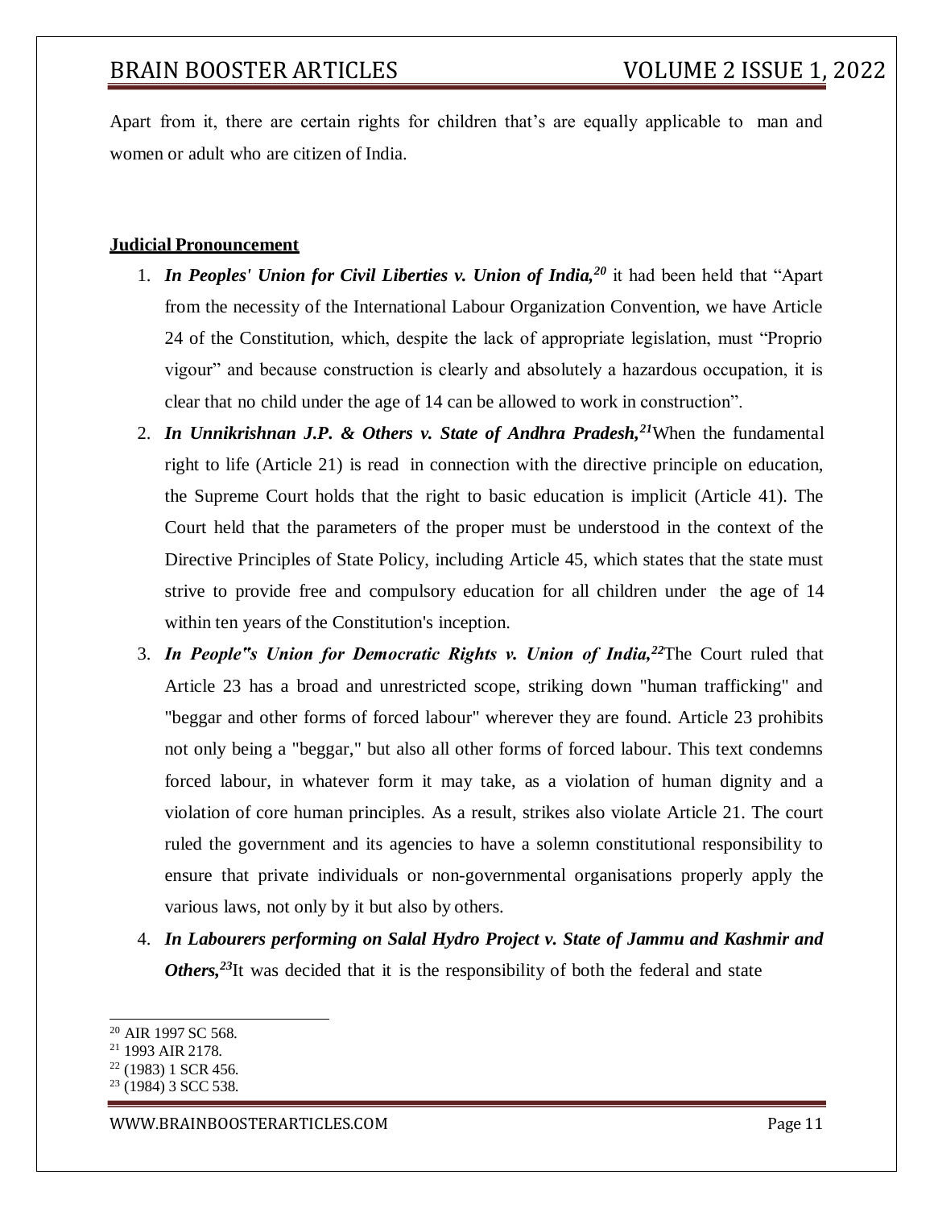Apart from it, there are certain rights for children that's are equally applicable to man and women or adult who are citizen of India.

**Judicial Pronouncement**

1. ***In Peoples' Union for Civil Liberties v. Union of India,***[20] it had been held that "Apart from the necessity of the International Labour Organization Convention, we have Article 24 of the Constitution, which, despite the lack of appropriate legislation, must "Proprio vigour" and because construction is clearly and absolutely a hazardous occupation, it is clear that no child under the age of 14 can be allowed to work in construction".
2. ***In Unnikrishnan J.P. & Others v. State of Andhra Pradesh,***[21] When the fundamental right to life (Article 21) is read in connection with the directive principle on education, the Supreme Court holds that the right to basic education is implicit (Article 41). The Court held that the parameters of the proper must be understood in the context of the Directive Principles of State Policy, including Article 45, which states that the state must strive to provide free and compulsory education for all children under the age of 14 within ten years of the Constitution's inception.
3. ***In People"s Union for Democratic Rights v. Union of India,***[22] The Court ruled that Article 23 has a broad and unrestricted scope, striking down "human trafficking" and "beggar and other forms of forced labour" wherever they are found. Article 23 prohibits not only being a "beggar," but also all other forms of forced labour. This text condemns forced labour, in whatever form it may take, as a violation of human dignity and a violation of core human principles. As a result, strikes also violate Article 21. The court ruled the government and its agencies to have a solemn constitutional responsibility to ensure that private individuals or non-governmental organisations properly apply the various laws, not only by it but also by others.
4. ***In Labourers performing on Salal Hydro Project v. State of Jammu and Kashmir and Others,***[23] It was decided that it is the responsibility of both the federal and state

---

[20] AIR 1997 SC 568.
[21] 1993 AIR 2178.
[22] (1983) 1 SCR 456.
[23] (1984) 3 SCC 538.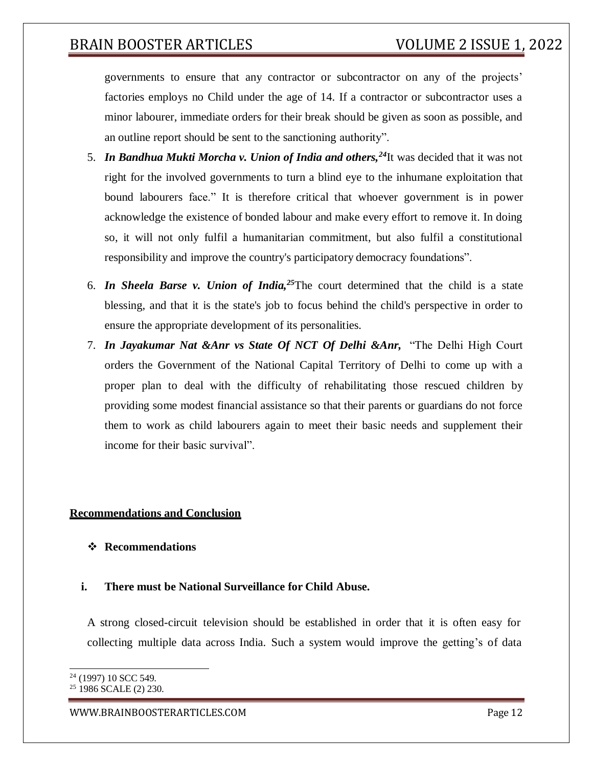governments to ensure that any contractor or subcontractor on any of the projects' factories employs no Child under the age of 14. If a contractor or subcontractor uses a minor labourer, immediate orders for their break should be given as soon as possible, and an outline report should be sent to the sanctioning authority".

5. ***In Bandhua Mukti Morcha v. Union of India and others,***[24]It was decided that it was not right for the involved governments to turn a blind eye to the inhumane exploitation that bound labourers face." It is therefore critical that whoever government is in power acknowledge the existence of bonded labour and make every effort to remove it. In doing so, it will not only fulfil a humanitarian commitment, but also fulfil a constitutional responsibility and improve the country's participatory democracy foundations".

6. ***In Sheela Barse v. Union of India,***[25]The court determined that the child is a state blessing, and that it is the state's job to focus behind the child's perspective in order to ensure the appropriate development of its personalities.

7. ***In Jayakumar Nat &Anr vs State Of NCT Of Delhi &Anr,*** "The Delhi High Court orders the Government of the National Capital Territory of Delhi to come up with a proper plan to deal with the difficulty of rehabilitating those rescued children by providing some modest financial assistance so that their parents or guardians do not force them to work as child labourers again to meet their basic needs and supplement their income for their basic survival".

## Recommendations and Conclusion

- **Recommendations**

**i. There must be National Surveillance for Child Abuse.**

A strong closed-circuit television should be established in order that it is often easy for collecting multiple data across India. Such a system would improve the getting's of data

---

[24] (1997) 10 SCC 549.

[25] 1986 SCALE (2) 230.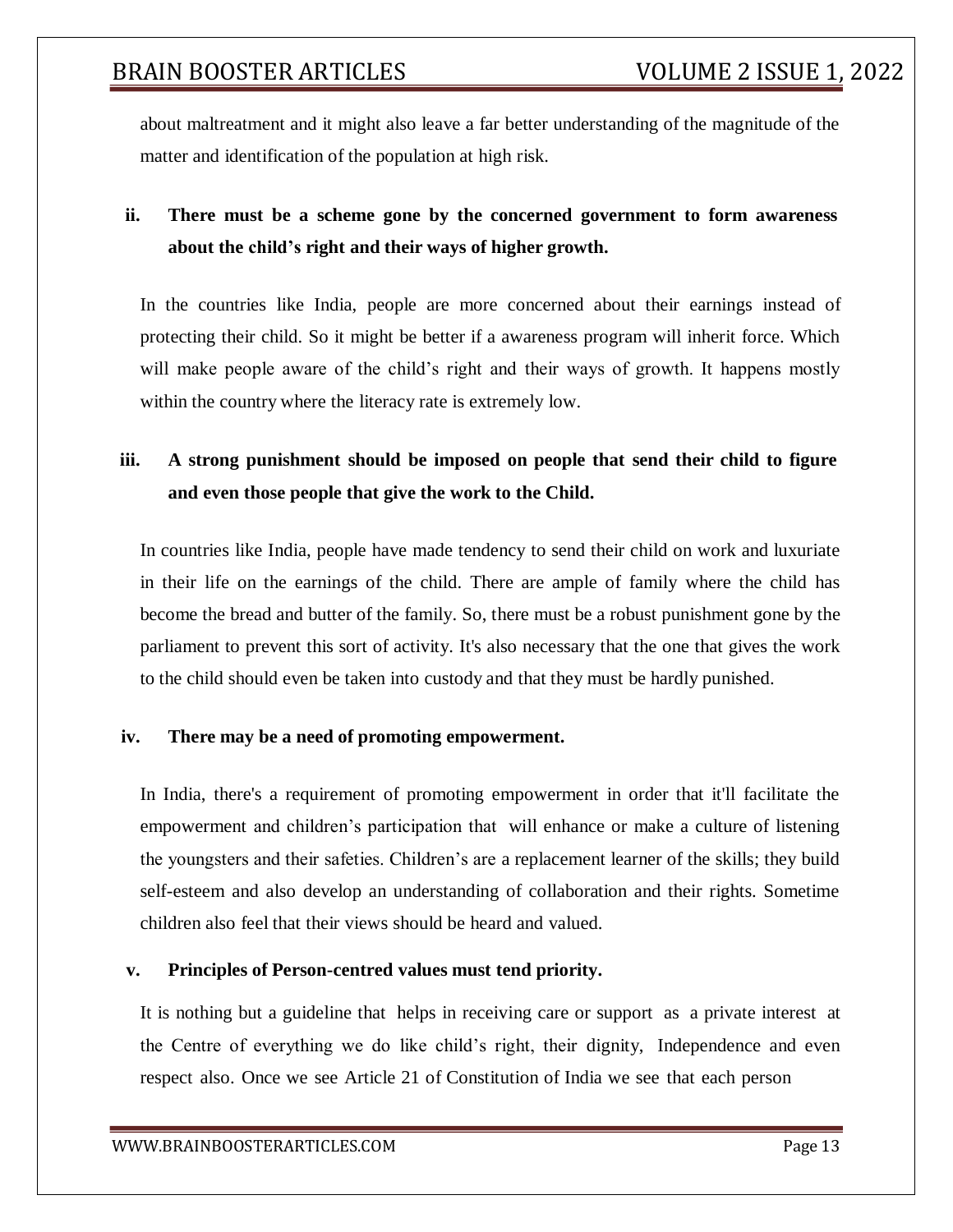about maltreatment and it might also leave a far better understanding of the magnitude of the matter and identification of the population at high risk.

**ii. There must be a scheme gone by the concerned government to form awareness about the child's right and their ways of higher growth.**

In the countries like India, people are more concerned about their earnings instead of protecting their child. So it might be better if a awareness program will inherit force. Which will make people aware of the child's right and their ways of growth. It happens mostly within the country where the literacy rate is extremely low.

**iii. A strong punishment should be imposed on people that send their child to figure and even those people that give the work to the Child.**

In countries like India, people have made tendency to send their child on work and luxuriate in their life on the earnings of the child. There are ample of family where the child has become the bread and butter of the family. So, there must be a robust punishment gone by the parliament to prevent this sort of activity. It's also necessary that the one that gives the work to the child should even be taken into custody and that they must be hardly punished.

**iv. There may be a need of promoting empowerment.**

In India, there's a requirement of promoting empowerment in order that it'll facilitate the empowerment and children's participation that will enhance or make a culture of listening the youngsters and their safeties. Children's are a replacement learner of the skills; they build self-esteem and also develop an understanding of collaboration and their rights. Sometime children also feel that their views should be heard and valued.

**v. Principles of Person-centred values must tend priority.**

It is nothing but a guideline that helps in receiving care or support as a private interest at the Centre of everything we do like child's right, their dignity, Independence and even respect also. Once we see Article 21 of Constitution of India we see that each person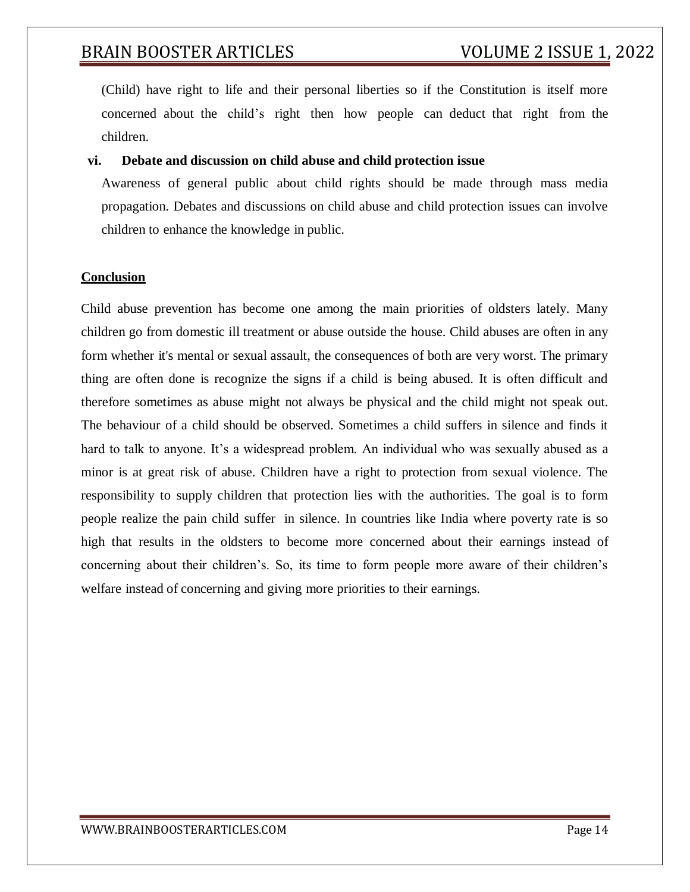(Child) have right to life and their personal liberties so if the Constitution is itself more concerned about the child's right then how people can deduct that right from the children.

**vi. Debate and discussion on child abuse and child protection issue**

Awareness of general public about child rights should be made through mass media propagation. Debates and discussions on child abuse and child protection issues can involve children to enhance the knowledge in public.

## Conclusion

Child abuse prevention has become one among the main priorities of oldsters lately. Many children go from domestic ill treatment or abuse outside the house. Child abuses are often in any form whether it's mental or sexual assault, the consequences of both are very worst. The primary thing are often done is recognize the signs if a child is being abused. It is often difficult and therefore sometimes as abuse might not always be physical and the child might not speak out. The behaviour of a child should be observed. Sometimes a child suffers in silence and finds it hard to talk to anyone. It's a widespread problem. An individual who was sexually abused as a minor is at great risk of abuse. Children have a right to protection from sexual violence. The responsibility to supply children that protection lies with the authorities. The goal is to form people realize the pain child suffer in silence. In countries like India where poverty rate is so high that results in the oldsters to become more concerned about their earnings instead of concerning about their children's. So, its time to form people more aware of their children's welfare instead of concerning and giving more priorities to their earnings.